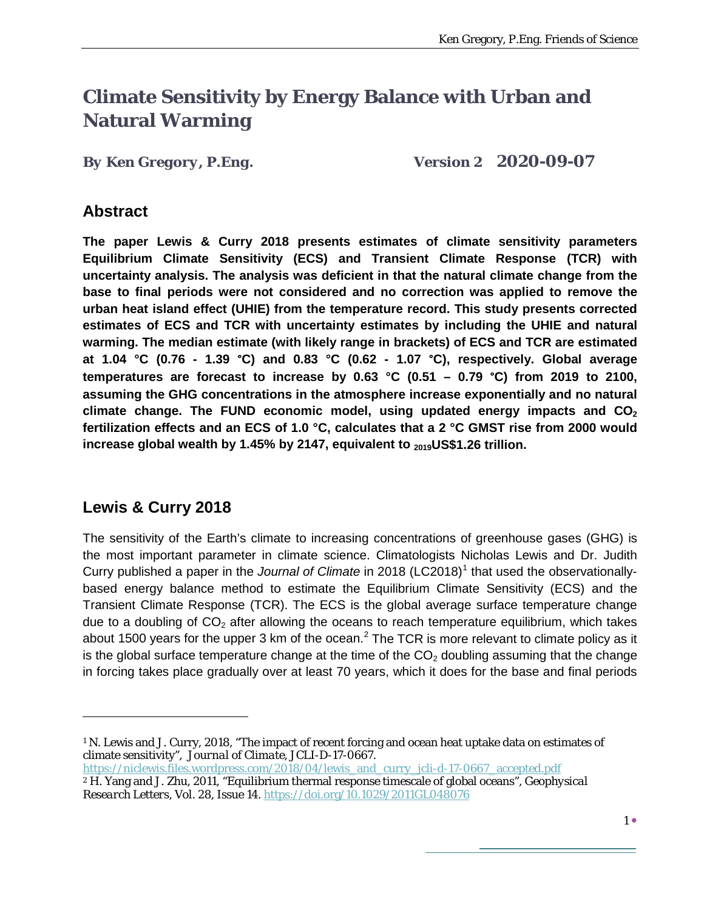# Climate Sensitivity by Energy Balance with Urban and Natural Warming

**By Ken Gregory, P.Eng.** **Version 2 2020-09-07**

## Abstract

**The paper Lewis & Curry 2018 presents estimates of climate sensitivity parameters Equilibrium Climate Sensitivity (ECS) and Transient Climate Response (TCR) with uncertainty analysis. The analysis was deficient in that the natural climate change from the base to final periods were not considered and no correction was applied to remove the urban heat island effect (UHIE) from the temperature record. This study presents corrected estimates of ECS and TCR with uncertainty estimates by including the UHIE and natural warming. The median estimate (with likely range in brackets) of ECS and TCR are estimated at 1.04 °C (0.76 - 1.39 °C) and 0.83 °C (0.62 - 1.07 °C), respectively. Global average temperatures are forecast to increase by 0.63 °C (0.51 – 0.79 °C) from 2019 to 2100, assuming the GHG concentrations in the atmosphere increase exponentially and no natural climate change. The FUND economic model, using updated energy impacts and $CO_2$ fertilization effects and an ECS of 1.0 °C, calculates that a 2 °C GMST rise from 2000 would increase global wealth by 1.45% by 2147, equivalent to $_{2019}$US$1.26 trillion.**

## Lewis & Curry 2018

The sensitivity of the Earth's climate to increasing concentrations of greenhouse gases (GHG) is the most important parameter in climate science. Climatologists Nicholas Lewis and Dr. Judith Curry published a paper in the *Journal of Climate* in 2018 (LC2018)[1] that used the observationally-based energy balance method to estimate the Equilibrium Climate Sensitivity (ECS) and the Transient Climate Response (TCR). The ECS is the global average surface temperature change due to a doubling of $CO_2$ after allowing the oceans to reach temperature equilibrium, which takes about 1500 years for the upper 3 km of the ocean.[2] The TCR is more relevant to climate policy as it is the global surface temperature change at the time of the $CO_2$ doubling assuming that the change in forcing takes place gradually over at least 70 years, which it does for the base and final periods

---

[1] N. Lewis and J. Curry, 2018, "The impact of recent forcing and ocean heat uptake data on estimates of climate sensitivity", *Journal of Climate*, JCLI-D-17-0667. https://niclewis.files.wordpress.com/2018/04/lewis_and_curry_jcli-d-17-0667_accepted.pdf

[2] H. Yang and J. Zhu, 2011, "Equilibrium thermal response timescale of global oceans", *Geophysical Research Letters*, Vol. 28, Issue 14. https://doi.org/10.1029/2011GL048076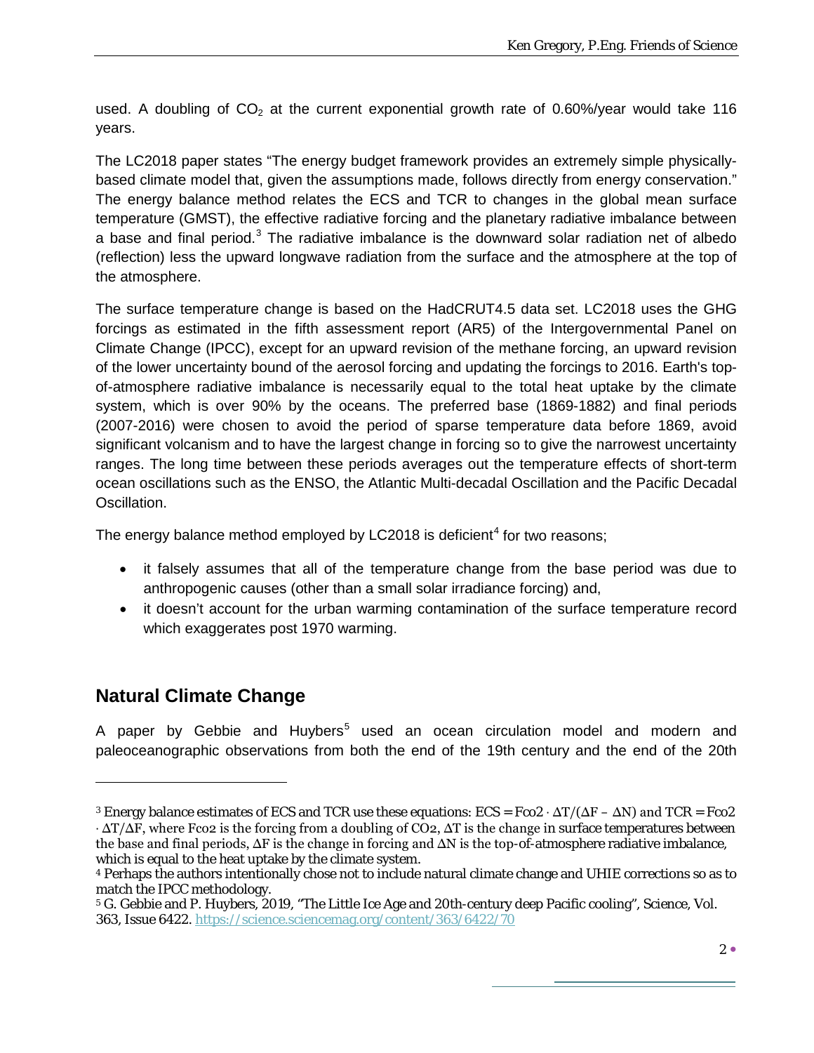used. A doubling of $CO_2$ at the current exponential growth rate of 0.60%/year would take 116 years.

The LC2018 paper states "The energy budget framework provides an extremely simple physically-based climate model that, given the assumptions made, follows directly from energy conservation." The energy balance method relates the ECS and TCR to changes in the global mean surface temperature (GMST), the effective radiative forcing and the planetary radiative imbalance between a base and final period.[3] The radiative imbalance is the downward solar radiation net of albedo (reflection) less the upward longwave radiation from the surface and the atmosphere at the top of the atmosphere.

The surface temperature change is based on the HadCRUT4.5 data set. LC2018 uses the GHG forcings as estimated in the fifth assessment report (AR5) of the Intergovernmental Panel on Climate Change (IPCC), except for an upward revision of the methane forcing, an upward revision of the lower uncertainty bound of the aerosol forcing and updating the forcings to 2016. Earth's top-of-atmosphere radiative imbalance is necessarily equal to the total heat uptake by the climate system, which is over 90% by the oceans. The preferred base (1869-1882) and final periods (2007-2016) were chosen to avoid the period of sparse temperature data before 1869, avoid significant volcanism and to have the largest change in forcing so to give the narrowest uncertainty ranges. The long time between these periods averages out the temperature effects of short-term ocean oscillations such as the ENSO, the Atlantic Multi-decadal Oscillation and the Pacific Decadal Oscillation.

The energy balance method employed by LC2018 is deficient[4] for two reasons;

- it falsely assumes that all of the temperature change from the base period was due to anthropogenic causes (other than a small solar irradiance forcing) and,
- it doesn't account for the urban warming contamination of the surface temperature record which exaggerates post 1970 warming.

## Natural Climate Change

A paper by Gebbie and Huybers[5] used an ocean circulation model and modern and paleoceanographic observations from both the end of the 19th century and the end of the 20th

---

[3] Energy balance estimates of ECS and TCR use these equations: $ECS = F_{co2} \cdot \Delta T/(\Delta F - \Delta N)$ and $TCR = F_{co2} \cdot \Delta T/\Delta F$, where $F_{co2}$ is the forcing from a doubling of $CO_2$, $\Delta T$ is the change in surface temperatures between the base and final periods, $\Delta F$ is the change in forcing and $\Delta N$ is the top-of-atmosphere radiative imbalance, which is equal to the heat uptake by the climate system.

[4] Perhaps the authors intentionally chose not to include natural climate change and UHIE corrections so as to match the IPCC methodology.

[5] G. Gebbie and P. Huybers, 2019, "The Little Ice Age and 20th-century deep Pacific cooling", Science, Vol. 363, Issue 6422. https://science.sciencemag.org/content/363/6422/70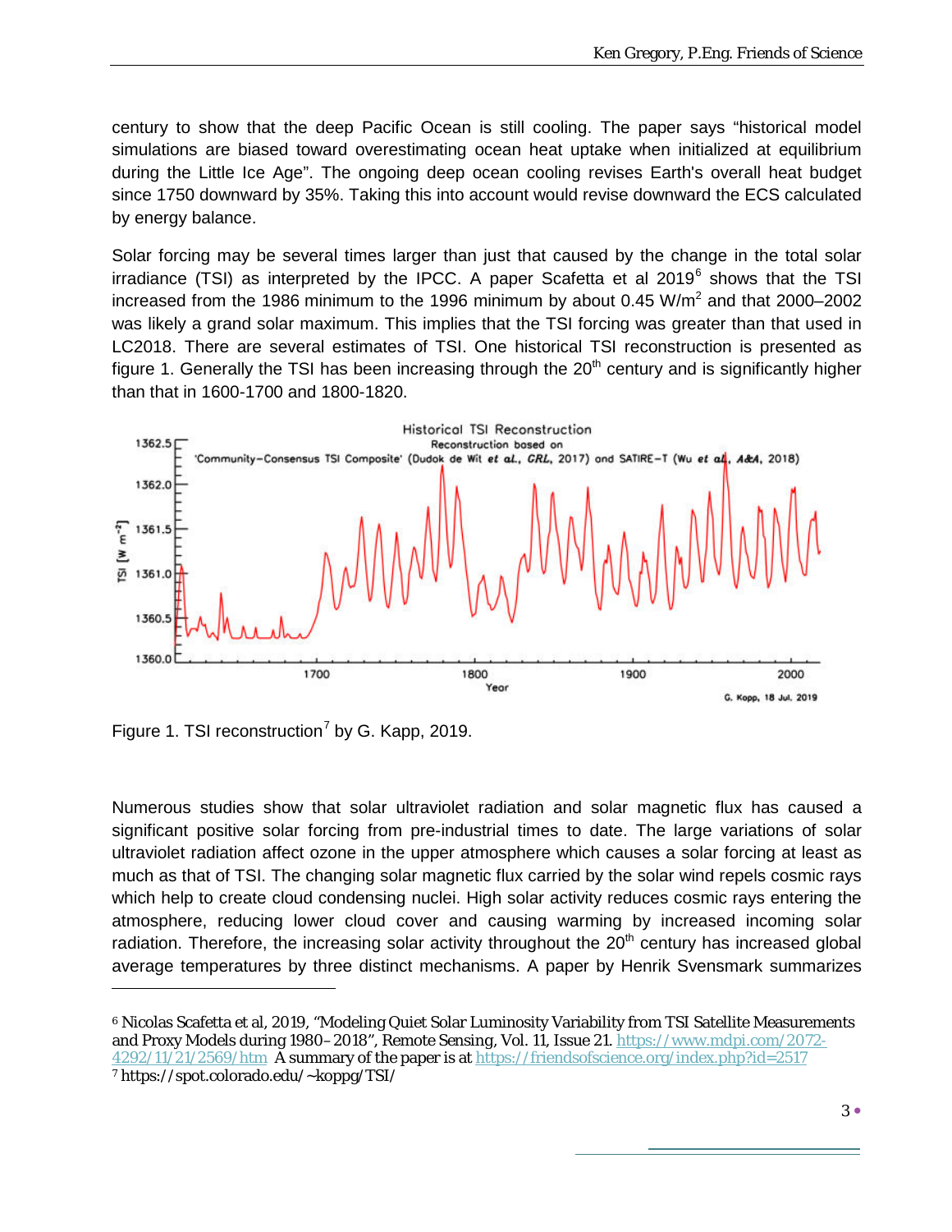century to show that the deep Pacific Ocean is still cooling. The paper says “historical model simulations are biased toward overestimating ocean heat uptake when initialized at equilibrium during the Little Ice Age”. The ongoing deep ocean cooling revises Earth's overall heat budget since 1750 downward by 35%. Taking this into account would revise downward the ECS calculated by energy balance.

Solar forcing may be several times larger than just that caused by the change in the total solar irradiance (TSI) as interpreted by the IPCC. A paper Scafetta et al 2019[6] shows that the TSI increased from the 1986 minimum to the 1996 minimum by about 0.45 $W/m^2$ and that 2000–2002 was likely a grand solar maximum. This implies that the TSI forcing was greater than that used in LC2018. There are several estimates of TSI. One historical TSI reconstruction is presented as figure 1. Generally the TSI has been increasing through the 20th century and is significantly higher than that in 1600-1700 and 1800-1820.

Figure 1. TSI reconstruction[7] by G. Kapp, 2019.

Numerous studies show that solar ultraviolet radiation and solar magnetic flux has caused a significant positive solar forcing from pre-industrial times to date. The large variations of solar ultraviolet radiation affect ozone in the upper atmosphere which causes a solar forcing at least as much as that of TSI. The changing solar magnetic flux carried by the solar wind repels cosmic rays which help to create cloud condensing nuclei. High solar activity reduces cosmic rays entering the atmosphere, reducing lower cloud cover and causing warming by increased incoming solar radiation. Therefore, the increasing solar activity throughout the 20th century has increased global average temperatures by three distinct mechanisms. A paper by Henrik Svensmark summarizes

---

[6] Nicolas Scafetta et al, 2019, “Modeling Quiet Solar Luminosity Variability from TSI Satellite Measurements and Proxy Models during 1980–2018”, Remote Sensing, Vol. 11, Issue 21. https://www.mdpi.com/2072-4292/11/21/2569/htm A summary of the paper is at https://friendsofscience.org/index.php?id=2517

[7] https://spot.colorado.edu/~koppg/TSI/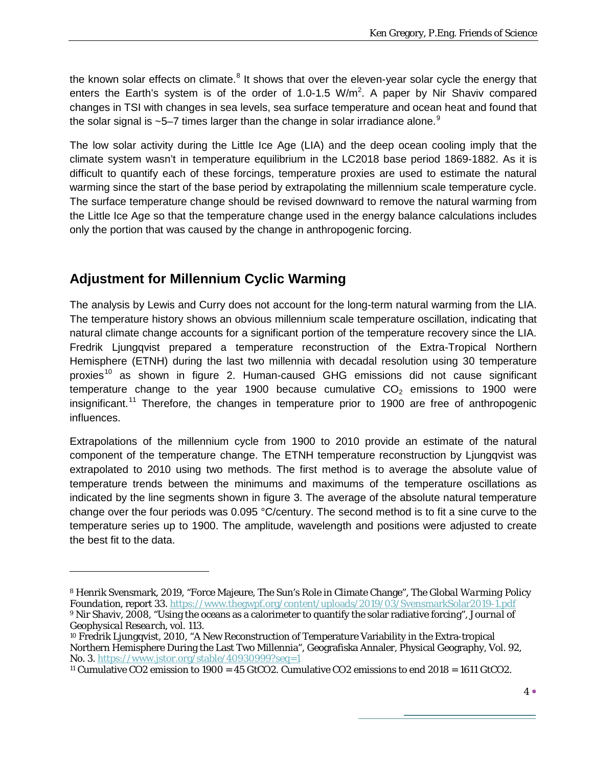the known solar effects on climate.[8] It shows that over the eleven-year solar cycle the energy that enters the Earth's system is of the order of 1.0-1.5 $W/m^2$. A paper by Nir Shaviv compared changes in TSI with changes in sea levels, sea surface temperature and ocean heat and found that the solar signal is ~5–7 times larger than the change in solar irradiance alone.[9]

The low solar activity during the Little Ice Age (LIA) and the deep ocean cooling imply that the climate system wasn't in temperature equilibrium in the LC2018 base period 1869-1882. As it is difficult to quantify each of these forcings, temperature proxies are used to estimate the natural warming since the start of the base period by extrapolating the millennium scale temperature cycle. The surface temperature change should be revised downward to remove the natural warming from the Little Ice Age so that the temperature change used in the energy balance calculations includes only the portion that was caused by the change in anthropogenic forcing.

## Adjustment for Millennium Cyclic Warming

The analysis by Lewis and Curry does not account for the long-term natural warming from the LIA. The temperature history shows an obvious millennium scale temperature oscillation, indicating that natural climate change accounts for a significant portion of the temperature recovery since the LIA. Fredrik Ljungqvist prepared a temperature reconstruction of the Extra-Tropical Northern Hemisphere (ETNH) during the last two millennia with decadal resolution using 30 temperature proxies[10] as shown in figure 2. Human-caused GHG emissions did not cause significant temperature change to the year 1900 because cumulative $CO_2$ emissions to 1900 were insignificant.[11] Therefore, the changes in temperature prior to 1900 are free of anthropogenic influences.

Extrapolations of the millennium cycle from 1900 to 2010 provide an estimate of the natural component of the temperature change. The ETNH temperature reconstruction by Ljungqvist was extrapolated to 2010 using two methods. The first method is to average the absolute value of temperature trends between the minimums and maximums of the temperature oscillations as indicated by the line segments shown in figure 3. The average of the absolute natural temperature change over the four periods was 0.095 °C/century. The second method is to fit a sine curve to the temperature series up to 1900. The amplitude, wavelength and positions were adjusted to create the best fit to the data.

---

[8] Henrik Svensmark, 2019, "Force Majeure, The Sun's Role in Climate Change", *The Global Warming Policy Foundation*, report 33. https://www.thegwpf.org/content/uploads/2019/03/SvensmarkSolar2019-1.pdf

[9] Nir Shaviv, 2008, "Using the oceans as a calorimeter to quantify the solar radiative forcing", *Journal of Geophysical Research*, vol. 113.

[10] Fredrik Ljungqvist, 2010, "A New Reconstruction of Temperature Variability in the Extra-tropical Northern Hemisphere During the Last Two Millennia", Geografiska Annaler, Physical Geography, Vol. 92, No. 3. https://www.jstor.org/stable/40930999?seq=1

[11] Cumulative CO2 emission to 1900 = 45 GtCO2. Cumulative CO2 emissions to end 2018 = 1611 GtCO2.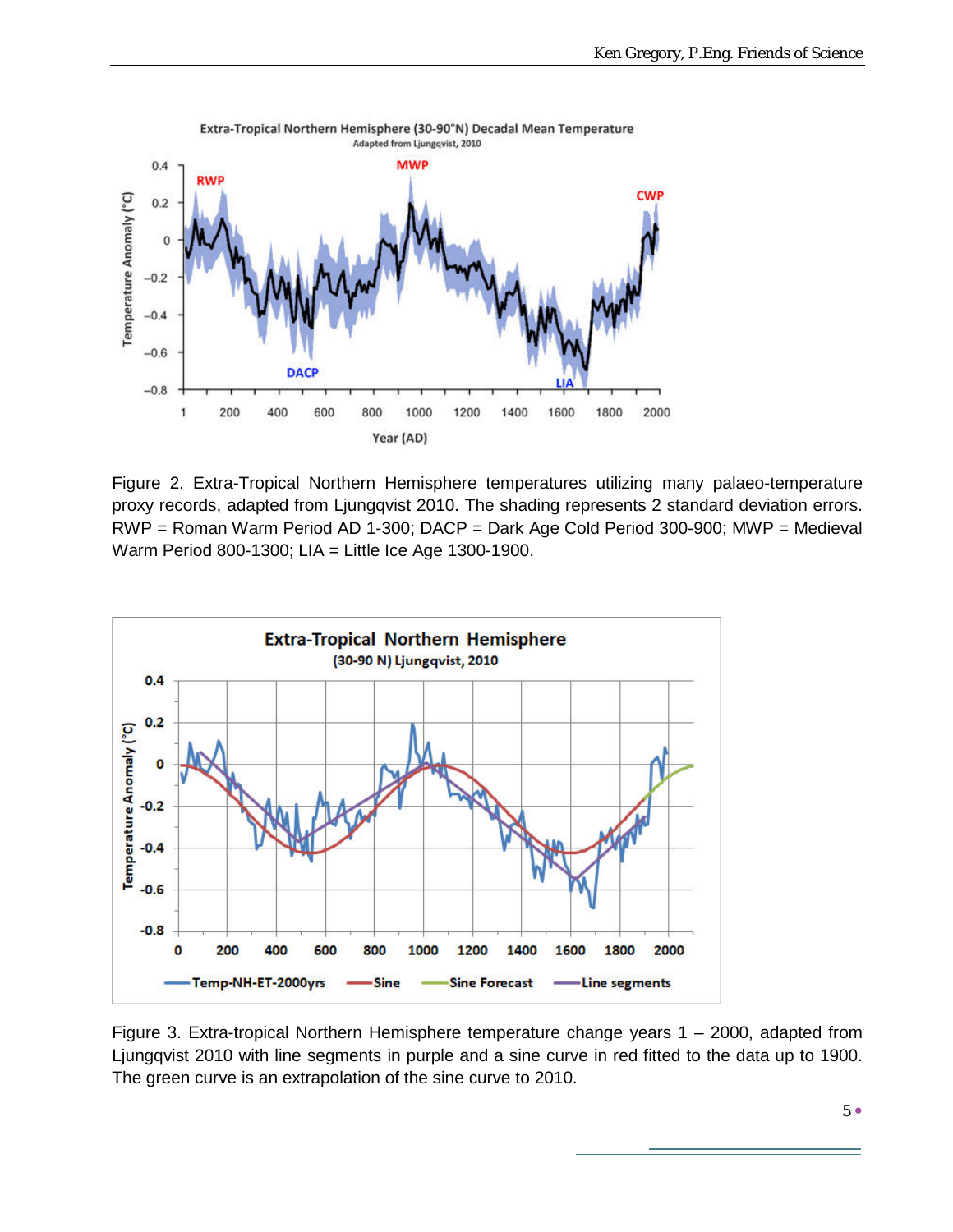Figure 2. Extra-Tropical Northern Hemisphere temperatures utilizing many palaeo-temperature proxy records, adapted from Ljungqvist 2010. The shading represents 2 standard deviation errors. RWP = Roman Warm Period AD 1-300; DACP = Dark Age Cold Period 300-900; MWP = Medieval Warm Period 800-1300; LIA = Little Ice Age 1300-1900.

Figure 3. Extra-tropical Northern Hemisphere temperature change years 1 – 2000, adapted from Ljungqvist 2010 with line segments in purple and a sine curve in red fitted to the data up to 1900. The green curve is an extrapolation of the sine curve to 2010.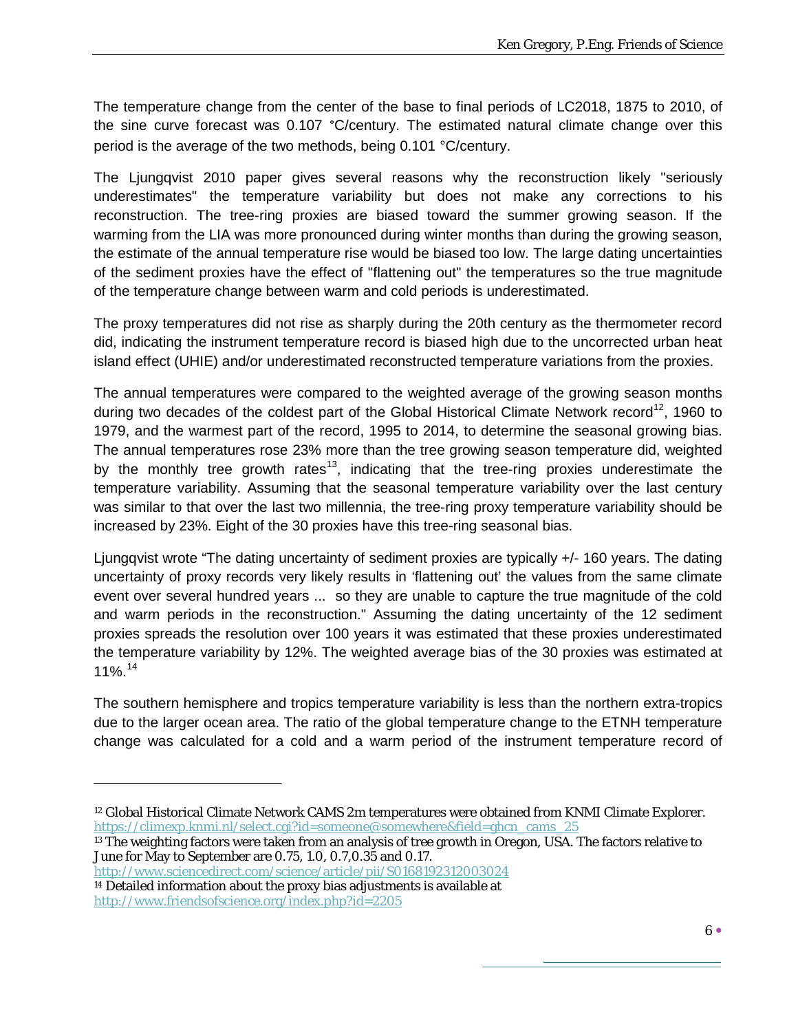The temperature change from the center of the base to final periods of LC2018, 1875 to 2010, of the sine curve forecast was 0.107 °C/century. The estimated natural climate change over this period is the average of the two methods, being 0.101 °C/century.

The Ljungqvist 2010 paper gives several reasons why the reconstruction likely "seriously underestimates" the temperature variability but does not make any corrections to his reconstruction. The tree-ring proxies are biased toward the summer growing season. If the warming from the LIA was more pronounced during winter months than during the growing season, the estimate of the annual temperature rise would be biased too low. The large dating uncertainties of the sediment proxies have the effect of "flattening out" the temperatures so the true magnitude of the temperature change between warm and cold periods is underestimated.

The proxy temperatures did not rise as sharply during the 20th century as the thermometer record did, indicating the instrument temperature record is biased high due to the uncorrected urban heat island effect (UHIE) and/or underestimated reconstructed temperature variations from the proxies.

The annual temperatures were compared to the weighted average of the growing season months during two decades of the coldest part of the Global Historical Climate Network record[12], 1960 to 1979, and the warmest part of the record, 1995 to 2014, to determine the seasonal growing bias. The annual temperatures rose 23% more than the tree growing season temperature did, weighted by the monthly tree growth rates[13], indicating that the tree-ring proxies underestimate the temperature variability. Assuming that the seasonal temperature variability over the last century was similar to that over the last two millennia, the tree-ring proxy temperature variability should be increased by 23%. Eight of the 30 proxies have this tree-ring seasonal bias.

Ljungqvist wrote "The dating uncertainty of sediment proxies are typically +/- 160 years. The dating uncertainty of proxy records very likely results in 'flattening out' the values from the same climate event over several hundred years ... so they are unable to capture the true magnitude of the cold and warm periods in the reconstruction." Assuming the dating uncertainty of the 12 sediment proxies spreads the resolution over 100 years it was estimated that these proxies underestimated the temperature variability by 12%. The weighted average bias of the 30 proxies was estimated at 11%.[14]

The southern hemisphere and tropics temperature variability is less than the northern extra-tropics due to the larger ocean area. The ratio of the global temperature change to the ETNH temperature change was calculated for a cold and a warm period of the instrument temperature record of

---

[12] Global Historical Climate Network CAMS 2m temperatures were obtained from KNMI Climate Explorer. https://climexp.knmi.nl/select.cgi?id=someone@somewhere&field=ghcn_cams_25

[13] The weighting factors were taken from an analysis of tree growth in Oregon, USA. The factors relative to June for May to September are 0.75, 1.0, 0.7,0.35 and 0.17. http://www.sciencedirect.com/science/article/pii/S0168192312003024

[14] Detailed information about the proxy bias adjustments is available at http://www.friendsofscience.org/index.php?id=2205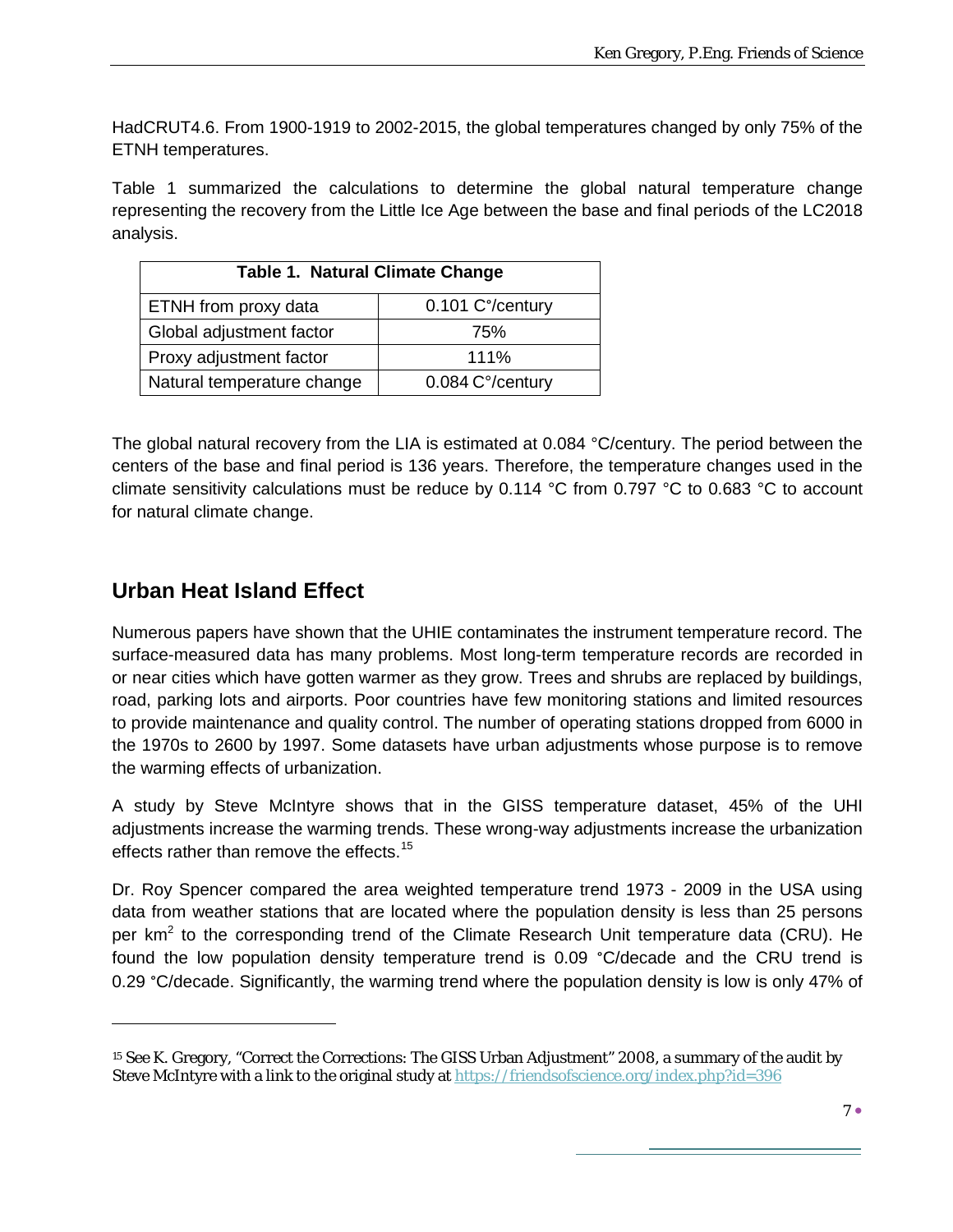HadCRUT4.6. From 1900-1919 to 2002-2015, the global temperatures changed by only 75% of the ETNH temperatures.

Table 1 summarized the calculations to determine the global natural temperature change representing the recovery from the Little Ice Age between the base and final periods of the LC2018 analysis.

| Table 1. Natural Climate Change | |
|---|---|
| ETNH from proxy data | 0.101 C°/century |
| Global adjustment factor | 75% |
| Proxy adjustment factor | 111% |
| Natural temperature change | 0.084 C°/century |

The global natural recovery from the LIA is estimated at 0.084 °C/century. The period between the centers of the base and final period is 136 years. Therefore, the temperature changes used in the climate sensitivity calculations must be reduce by 0.114 °C from 0.797 °C to 0.683 °C to account for natural climate change.

## Urban Heat Island Effect

Numerous papers have shown that the UHIE contaminates the instrument temperature record. The surface-measured data has many problems. Most long-term temperature records are recorded in or near cities which have gotten warmer as they grow. Trees and shrubs are replaced by buildings, road, parking lots and airports. Poor countries have few monitoring stations and limited resources to provide maintenance and quality control. The number of operating stations dropped from 6000 in the 1970s to 2600 by 1997. Some datasets have urban adjustments whose purpose is to remove the warming effects of urbanization.

A study by Steve McIntyre shows that in the GISS temperature dataset, 45% of the UHI adjustments increase the warming trends. These wrong-way adjustments increase the urbanization effects rather than remove the effects.[15]

Dr. Roy Spencer compared the area weighted temperature trend 1973 - 2009 in the USA using data from weather stations that are located where the population density is less than 25 persons per $km^2$ to the corresponding trend of the Climate Research Unit temperature data (CRU). He found the low population density temperature trend is 0.09 °C/decade and the CRU trend is 0.29 °C/decade. Significantly, the warming trend where the population density is low is only 47% of

[15] See K. Gregory, "Correct the Corrections: The GISS Urban Adjustment" 2008, a summary of the audit by Steve McIntyre with a link to the original study at https://friendsofscience.org/index.php?id=396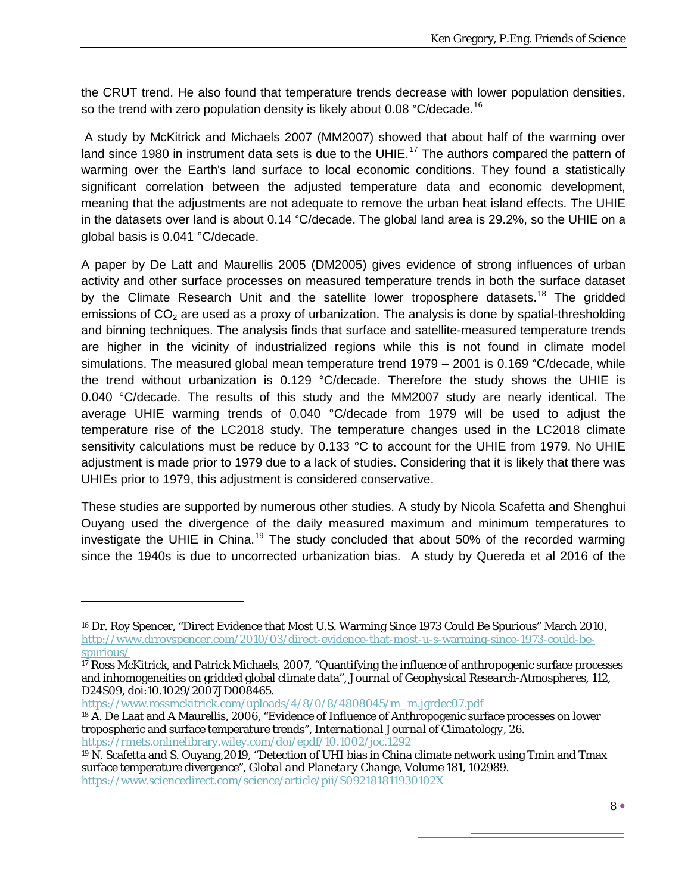the CRUT trend. He also found that temperature trends decrease with lower population densities, so the trend with zero population density is likely about 0.08 °C/decade.[16]

A study by McKitrick and Michaels 2007 (MM2007) showed that about half of the warming over land since 1980 in instrument data sets is due to the UHIE.[17] The authors compared the pattern of warming over the Earth's land surface to local economic conditions. They found a statistically significant correlation between the adjusted temperature data and economic development, meaning that the adjustments are not adequate to remove the urban heat island effects. The UHIE in the datasets over land is about 0.14 °C/decade. The global land area is 29.2%, so the UHIE on a global basis is 0.041 °C/decade.

A paper by De Latt and Maurellis 2005 (DM2005) gives evidence of strong influences of urban activity and other surface processes on measured temperature trends in both the surface dataset by the Climate Research Unit and the satellite lower troposphere datasets.[18] The gridded emissions of $CO_2$ are used as a proxy of urbanization. The analysis is done by spatial-thresholding and binning techniques. The analysis finds that surface and satellite-measured temperature trends are higher in the vicinity of industrialized regions while this is not found in climate model simulations. The measured global mean temperature trend 1979 – 2001 is 0.169 °C/decade, while the trend without urbanization is 0.129 °C/decade. Therefore the study shows the UHIE is 0.040 °C/decade. The results of this study and the MM2007 study are nearly identical. The average UHIE warming trends of 0.040 °C/decade from 1979 will be used to adjust the temperature rise of the LC2018 study. The temperature changes used in the LC2018 climate sensitivity calculations must be reduce by 0.133 °C to account for the UHIE from 1979. No UHIE adjustment is made prior to 1979 due to a lack of studies. Considering that it is likely that there was UHIEs prior to 1979, this adjustment is considered conservative.

These studies are supported by numerous other studies. A study by Nicola Scafetta and Shenghui Ouyang used the divergence of the daily measured maximum and minimum temperatures to investigate the UHIE in China.[19] The study concluded that about 50% of the recorded warming since the 1940s is due to uncorrected urbanization bias. A study by Quereda et al 2016 of the

---

[16] Dr. Roy Spencer, "Direct Evidence that Most U.S. Warming Since 1973 Could Be Spurious" March 2010, http://www.drroyspencer.com/2010/03/direct-evidence-that-most-u-s-warming-since-1973-could-be-spurious/

[17] Ross McKitrick, and Patrick Michaels, 2007, "Quantifying the influence of anthropogenic surface processes and inhomogeneities on gridded global climate data", *Journal of Geophysical Research-Atmospheres*, 112, D24S09, doi:10.1029/2007JD008465.
https://www.rossmckitrick.com/uploads/4/8/0/8/4808045/m_m.jgrdec07.pdf

[18] A. De Laat and A Maurellis, 2006, "Evidence of Influence of Anthropogenic surface processes on lower tropospheric and surface temperature trends", *International Journal of Climatology*, 26.
https://rmets.onlinelibrary.wiley.com/doi/epdf/10.1002/joc.1292

[19] N. Scafetta and S. Ouyang,2019, "Detection of UHI bias in China climate network using Tmin and Tmax surface temperature divergence", *Global and Planetary Change*, Volume 181, 102989.
https://www.sciencedirect.com/science/article/pii/S092181811930102X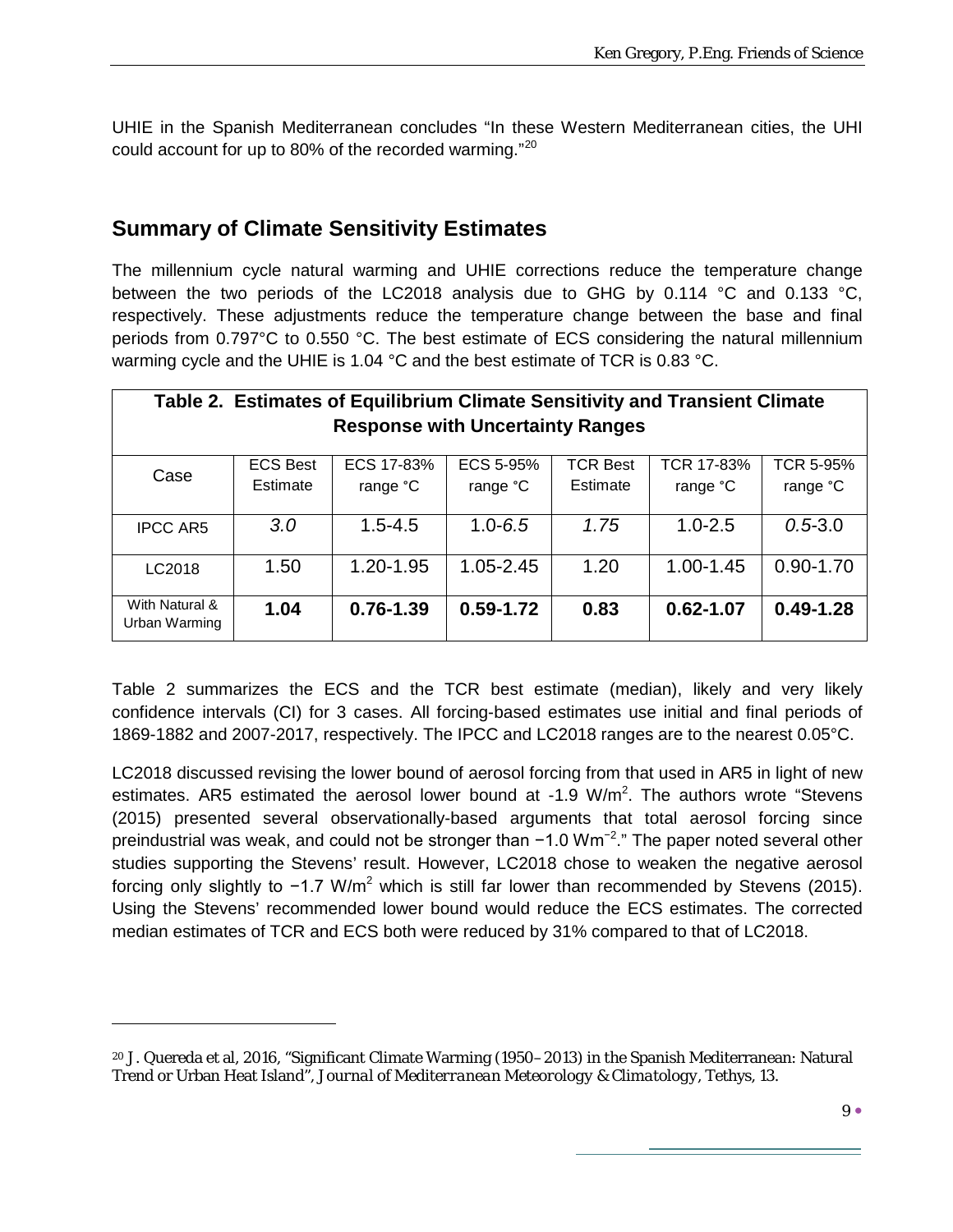UHIE in the Spanish Mediterranean concludes "In these Western Mediterranean cities, the UHI could account for up to 80% of the recorded warming."[20]

## Summary of Climate Sensitivity Estimates

The millennium cycle natural warming and UHIE corrections reduce the temperature change between the two periods of the LC2018 analysis due to GHG by 0.114 °C and 0.133 °C, respectively. These adjustments reduce the temperature change between the base and final periods from 0.797°C to 0.550 °C. The best estimate of ECS considering the natural millennium warming cycle and the UHIE is 1.04 °C and the best estimate of TCR is 0.83 °C.

**Table 2. Estimates of Equilibrium Climate Sensitivity and Transient Climate Response with Uncertainty Ranges**

| Case | ECS Best Estimate | ECS 17-83% range °C | ECS 5-95% range °C | TCR Best Estimate | TCR 17-83% range °C | TCR 5-95% range °C |
|---|---|---|---|---|---|---|
| IPCC AR5 | *3.0* | 1.5-4.5 | 1.0-*6.5* | *1.75* | 1.0-2.5 | *0.5*-3.0 |
| LC2018 | 1.50 | 1.20-1.95 | 1.05-2.45 | 1.20 | 1.00-1.45 | 0.90-1.70 |
| With Natural & Urban Warming | **1.04** | **0.76-1.39** | **0.59-1.72** | **0.83** | **0.62-1.07** | **0.49-1.28** |

Table 2 summarizes the ECS and the TCR best estimate (median), likely and very likely confidence intervals (CI) for 3 cases. All forcing-based estimates use initial and final periods of 1869-1882 and 2007-2017, respectively. The IPCC and LC2018 ranges are to the nearest 0.05°C.

LC2018 discussed revising the lower bound of aerosol forcing from that used in AR5 in light of new estimates. AR5 estimated the aerosol lower bound at -1.9 $W/m^2$. The authors wrote "Stevens (2015) presented several observationally-based arguments that total aerosol forcing since preindustrial was weak, and could not be stronger than −1.0 $Wm^{-2}$." The paper noted several other studies supporting the Stevens' result. However, LC2018 chose to weaken the negative aerosol forcing only slightly to −1.7 $W/m^2$ which is still far lower than recommended by Stevens (2015). Using the Stevens' recommended lower bound would reduce the ECS estimates. The corrected median estimates of TCR and ECS both were reduced by 31% compared to that of LC2018.

[20] J. Quereda et al, 2016, "Significant Climate Warming (1950–2013) in the Spanish Mediterranean: Natural Trend or Urban Heat Island", *Journal of Mediterranean Meteorology & Climatology*, Tethys, 13.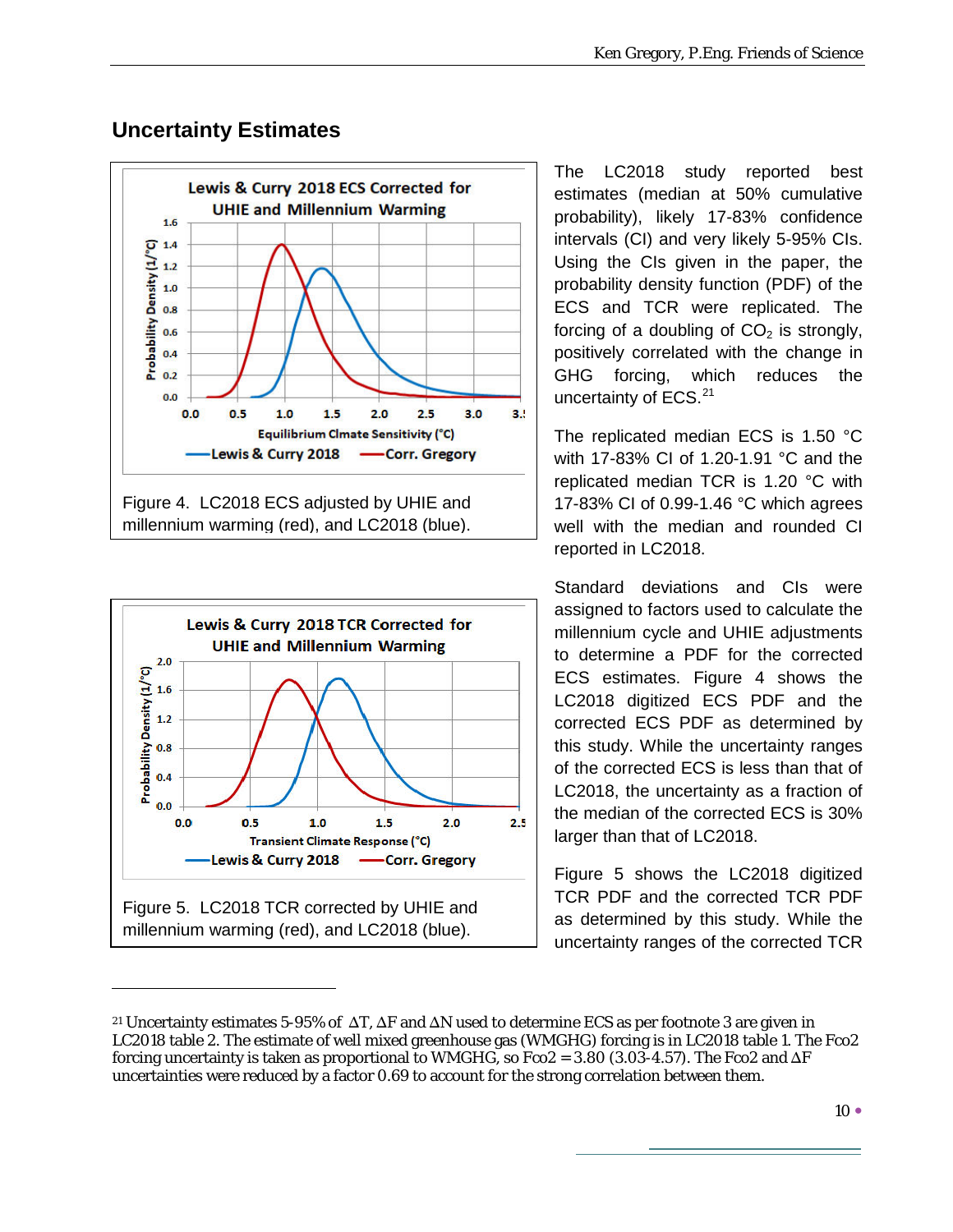## Uncertainty Estimates

Figure 4. LC2018 ECS adjusted by UHIE and millennium warming (red), and LC2018 (blue).

Figure 5. LC2018 TCR corrected by UHIE and millennium warming (red), and LC2018 (blue).

The LC2018 study reported best estimates (median at 50% cumulative probability), likely 17-83% confidence intervals (CI) and very likely 5-95% CIs. Using the CIs given in the paper, the probability density function (PDF) of the ECS and TCR were replicated. The forcing of a doubling of $CO_2$ is strongly, positively correlated with the change in GHG forcing, which reduces the uncertainty of ECS.[21]

The replicated median ECS is 1.50 °C with 17-83% CI of 1.20-1.91 °C and the replicated median TCR is 1.20 °C with 17-83% CI of 0.99-1.46 °C which agrees well with the median and rounded CI reported in LC2018.

Standard deviations and CIs were assigned to factors used to calculate the millennium cycle and UHIE adjustments to determine a PDF for the corrected ECS estimates. Figure 4 shows the LC2018 digitized ECS PDF and the corrected ECS PDF as determined by this study. While the uncertainty ranges of the corrected ECS is less than that of LC2018, the uncertainty as a fraction of the median of the corrected ECS is 30% larger than that of LC2018.

Figure 5 shows the LC2018 digitized TCR PDF and the corrected TCR PDF as determined by this study. While the uncertainty ranges of the corrected TCR

[21] Uncertainty estimates 5-95% of $\Delta T$, $\Delta F$ and $\Delta N$ used to determine ECS as per footnote 3 are given in LC2018 table 2. The estimate of well mixed greenhouse gas (WMGHG) forcing is in LC2018 table 1. The $F_{CO2}$ forcing uncertainty is taken as proportional to WMGHG, so $F_{CO2}$ = 3.80 (3.03-4.57). The $F_{CO2}$ and $\Delta F$ uncertainties were reduced by a factor 0.69 to account for the strong correlation between them.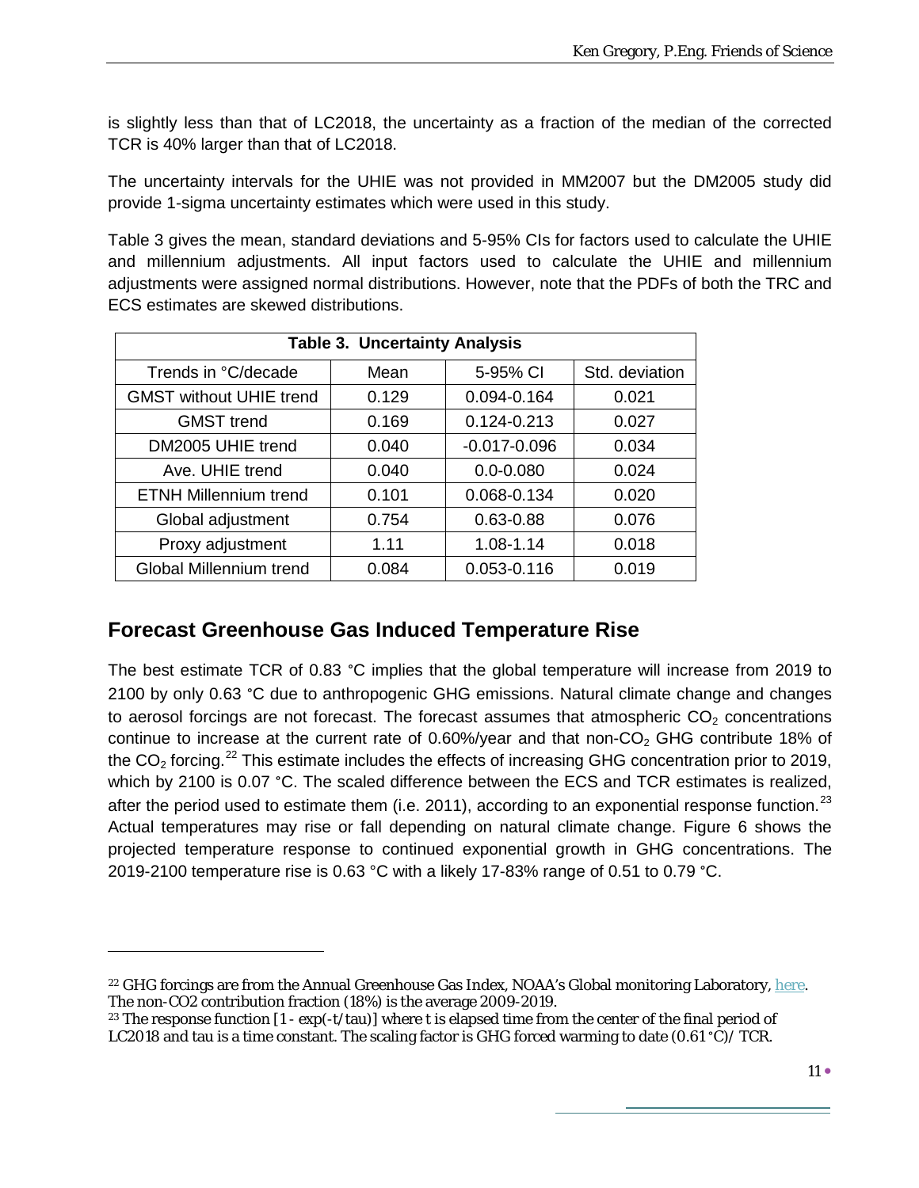is slightly less than that of LC2018, the uncertainty as a fraction of the median of the corrected TCR is 40% larger than that of LC2018.

The uncertainty intervals for the UHIE was not provided in MM2007 but the DM2005 study did provide 1-sigma uncertainty estimates which were used in this study.

Table 3 gives the mean, standard deviations and 5-95% CIs for factors used to calculate the UHIE and millennium adjustments. All input factors used to calculate the UHIE and millennium adjustments were assigned normal distributions. However, note that the PDFs of both the TRC and ECS estimates are skewed distributions.

**Table 3. Uncertainty Analysis**

| Trends in °C/decade | Mean | 5-95% CI | Std. deviation |
|---|---|---|---|
| GMST without UHIE trend | 0.129 | 0.094-0.164 | 0.021 |
| GMST trend | 0.169 | 0.124-0.213 | 0.027 |
| DM2005 UHIE trend | 0.040 | -0.017-0.096 | 0.034 |
| Ave. UHIE trend | 0.040 | 0.0-0.080 | 0.024 |
| ETNH Millennium trend | 0.101 | 0.068-0.134 | 0.020 |
| Global adjustment | 0.754 | 0.63-0.88 | 0.076 |
| Proxy adjustment | 1.11 | 1.08-1.14 | 0.018 |
| Global Millennium trend | 0.084 | 0.053-0.116 | 0.019 |

## Forecast Greenhouse Gas Induced Temperature Rise

The best estimate TCR of 0.83 °C implies that the global temperature will increase from 2019 to 2100 by only 0.63 °C due to anthropogenic GHG emissions. Natural climate change and changes to aerosol forcings are not forecast. The forecast assumes that atmospheric $CO_2$ concentrations continue to increase at the current rate of 0.60%/year and that non-$CO_2$ GHG contribute 18% of the $CO_2$ forcing.[22] This estimate includes the effects of increasing GHG concentration prior to 2019, which by 2100 is 0.07 °C. The scaled difference between the ECS and TCR estimates is realized, after the period used to estimate them (i.e. 2011), according to an exponential response function.[23] Actual temperatures may rise or fall depending on natural climate change. Figure 6 shows the projected temperature response to continued exponential growth in GHG concentrations. The 2019-2100 temperature rise is 0.63 °C with a likely 17-83% range of 0.51 to 0.79 °C.

---

[22] GHG forcings are from the Annual Greenhouse Gas Index, NOAA's Global monitoring Laboratory, here. The non-CO2 contribution fraction (18%) is the average 2009-2019.

[23] The response function [1 - exp(-t/tau)] where t is elapsed time from the center of the final period of LC2018 and tau is a time constant. The scaling factor is GHG forced warming to date (0.61 °C)/ TCR.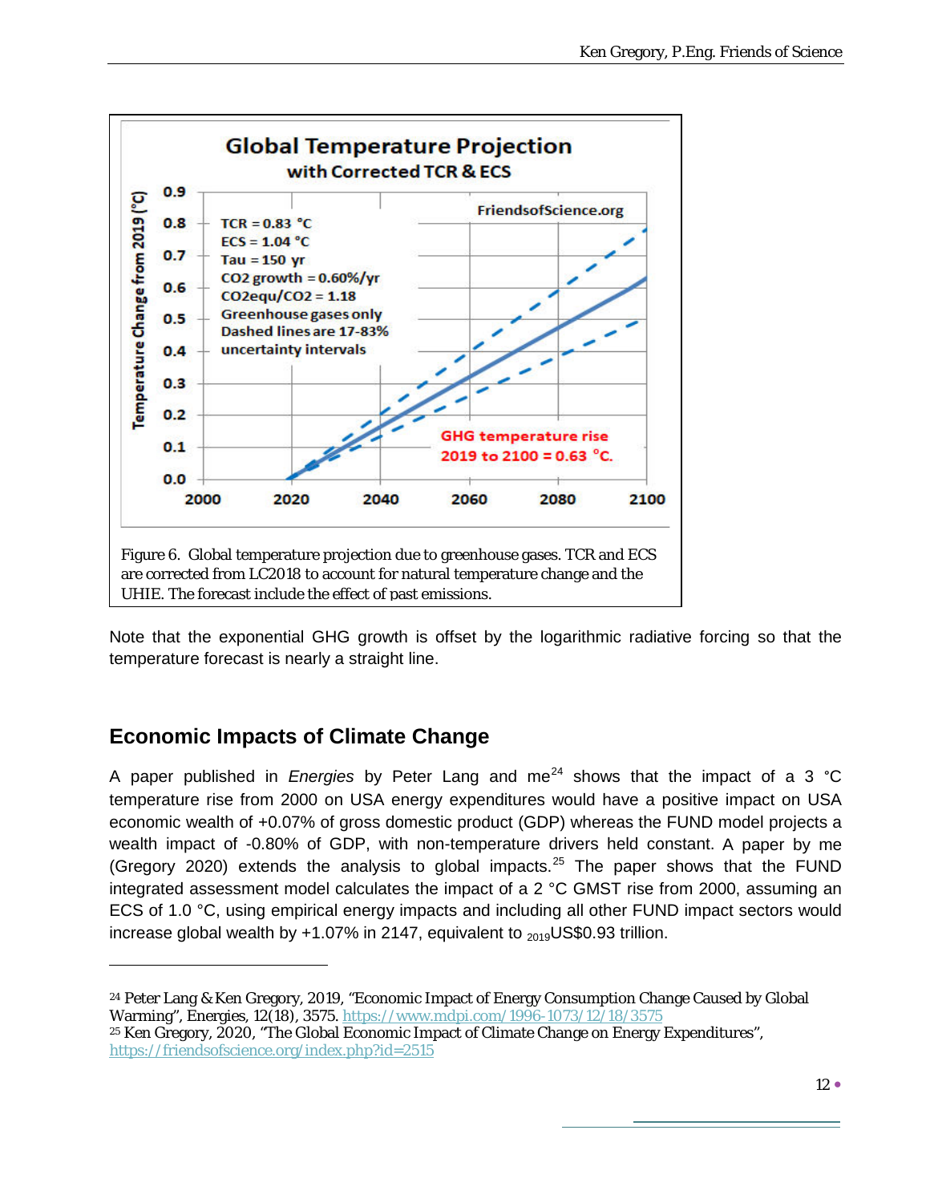Figure 6. Global temperature projection due to greenhouse gases. TCR and ECS are corrected from LC2018 to account for natural temperature change and the UHIE. The forecast include the effect of past emissions.

Note that the exponential GHG growth is offset by the logarithmic radiative forcing so that the temperature forecast is nearly a straight line.

## Economic Impacts of Climate Change

A paper published in *Energies* by Peter Lang and me[24] shows that the impact of a 3 °C temperature rise from 2000 on USA energy expenditures would have a positive impact on USA economic wealth of +0.07% of gross domestic product (GDP) whereas the FUND model projects a wealth impact of -0.80% of GDP, with non-temperature drivers held constant. A paper by me (Gregory 2020) extends the analysis to global impacts.[25] The paper shows that the FUND integrated assessment model calculates the impact of a 2 °C GMST rise from 2000, assuming an ECS of 1.0 °C, using empirical energy impacts and including all other FUND impact sectors would increase global wealth by +1.07% in 2147, equivalent to $_{2019}$US$0.93 trillion.

[24] Peter Lang & Ken Gregory, 2019, "Economic Impact of Energy Consumption Change Caused by Global Warming", Energies, 12(18), 3575. https://www.mdpi.com/1996-1073/12/18/3575

[25] Ken Gregory, 2020, "The Global Economic Impact of Climate Change on Energy Expenditures", https://friendsofscience.org/index.php?id=2515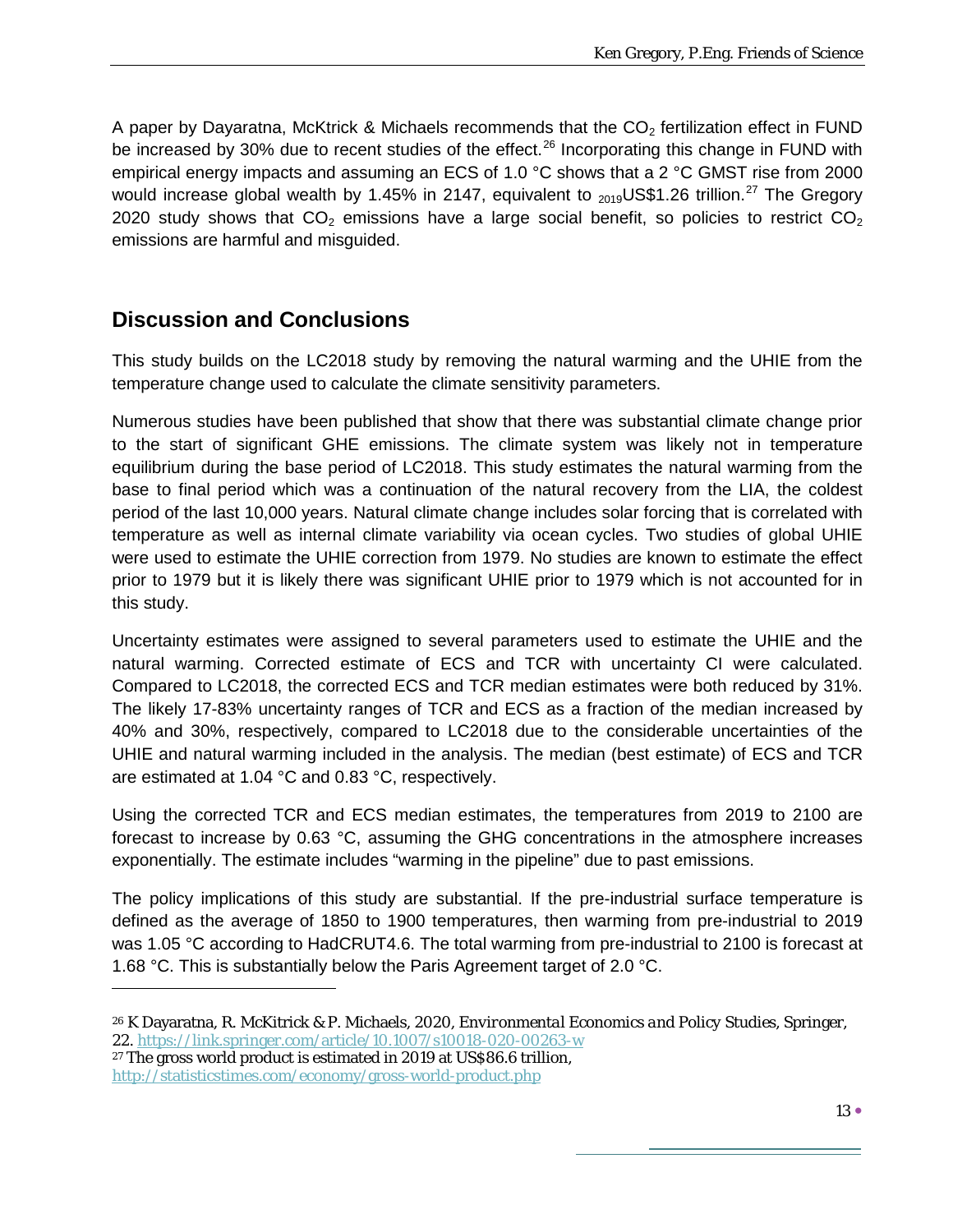A paper by Dayaratna, McKtrick & Michaels recommends that the $CO_2$ fertilization effect in FUND be increased by 30% due to recent studies of the effect.[26] Incorporating this change in FUND with empirical energy impacts and assuming an ECS of 1.0 °C shows that a 2 °C GMST rise from 2000 would increase global wealth by 1.45% in 2147, equivalent to $_{2019}$US$1.26 trillion.[27] The Gregory 2020 study shows that $CO_2$ emissions have a large social benefit, so policies to restrict $CO_2$ emissions are harmful and misguided.

## Discussion and Conclusions

This study builds on the LC2018 study by removing the natural warming and the UHIE from the temperature change used to calculate the climate sensitivity parameters.

Numerous studies have been published that show that there was substantial climate change prior to the start of significant GHE emissions. The climate system was likely not in temperature equilibrium during the base period of LC2018. This study estimates the natural warming from the base to final period which was a continuation of the natural recovery from the LIA, the coldest period of the last 10,000 years. Natural climate change includes solar forcing that is correlated with temperature as well as internal climate variability via ocean cycles. Two studies of global UHIE were used to estimate the UHIE correction from 1979. No studies are known to estimate the effect prior to 1979 but it is likely there was significant UHIE prior to 1979 which is not accounted for in this study.

Uncertainty estimates were assigned to several parameters used to estimate the UHIE and the natural warming. Corrected estimate of ECS and TCR with uncertainty CI were calculated. Compared to LC2018, the corrected ECS and TCR median estimates were both reduced by 31%. The likely 17-83% uncertainty ranges of TCR and ECS as a fraction of the median increased by 40% and 30%, respectively, compared to LC2018 due to the considerable uncertainties of the UHIE and natural warming included in the analysis. The median (best estimate) of ECS and TCR are estimated at 1.04 °C and 0.83 °C, respectively.

Using the corrected TCR and ECS median estimates, the temperatures from 2019 to 2100 are forecast to increase by 0.63 °C, assuming the GHG concentrations in the atmosphere increases exponentially. The estimate includes "warming in the pipeline" due to past emissions.

The policy implications of this study are substantial. If the pre-industrial surface temperature is defined as the average of 1850 to 1900 temperatures, then warming from pre-industrial to 2019 was 1.05 °C according to HadCRUT4.6. The total warming from pre-industrial to 2100 is forecast at 1.68 °C. This is substantially below the Paris Agreement target of 2.0 °C.

---

[26] K Dayaratna, R. McKitrick & P. Michaels, 2020, *Environmental Economics and Policy Studies*, Springer, 22. https://link.springer.com/article/10.1007/s10018-020-00263-w

[27] The gross world product is estimated in 2019 at US$86.6 trillion, http://statisticstimes.com/economy/gross-world-product.php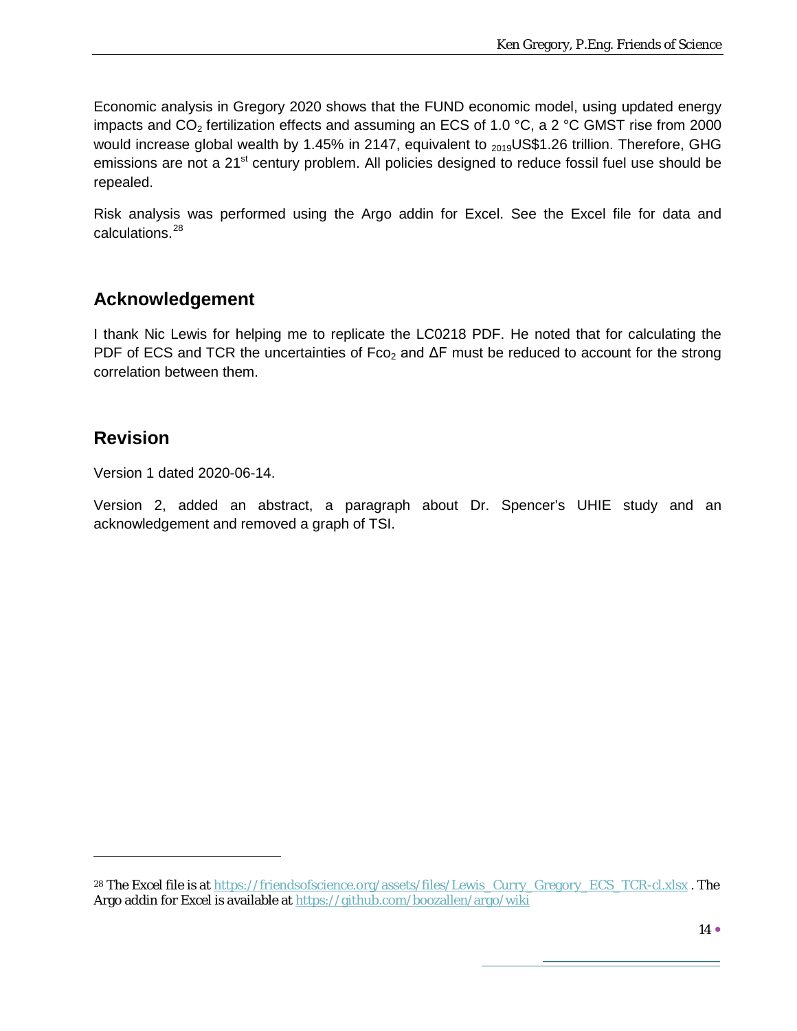Economic analysis in Gregory 2020 shows that the FUND economic model, using updated energy impacts and $CO_2$ fertilization effects and assuming an ECS of 1.0 °C, a 2 °C GMST rise from 2000 would increase global wealth by 1.45% in 2147, equivalent to $_{2019}$US$1.26 trillion. Therefore, GHG emissions are not a 21st century problem. All policies designed to reduce fossil fuel use should be repealed.

Risk analysis was performed using the Argo addin for Excel. See the Excel file for data and calculations.[28]

## Acknowledgement

I thank Nic Lewis for helping me to replicate the LC0218 PDF. He noted that for calculating the PDF of ECS and TCR the uncertainties of $F_{CO_2}$ and ΔF must be reduced to account for the strong correlation between them.

## Revision

Version 1 dated 2020-06-14.

Version 2, added an abstract, a paragraph about Dr. Spencer's UHIE study and an acknowledgement and removed a graph of TSI.

---

[28] The Excel file is at https://friendsofscience.org/assets/files/Lewis_Curry_Gregory_ECS_TCR-cl.xlsx . The Argo addin for Excel is available at https://github.com/boozallen/argo/wiki